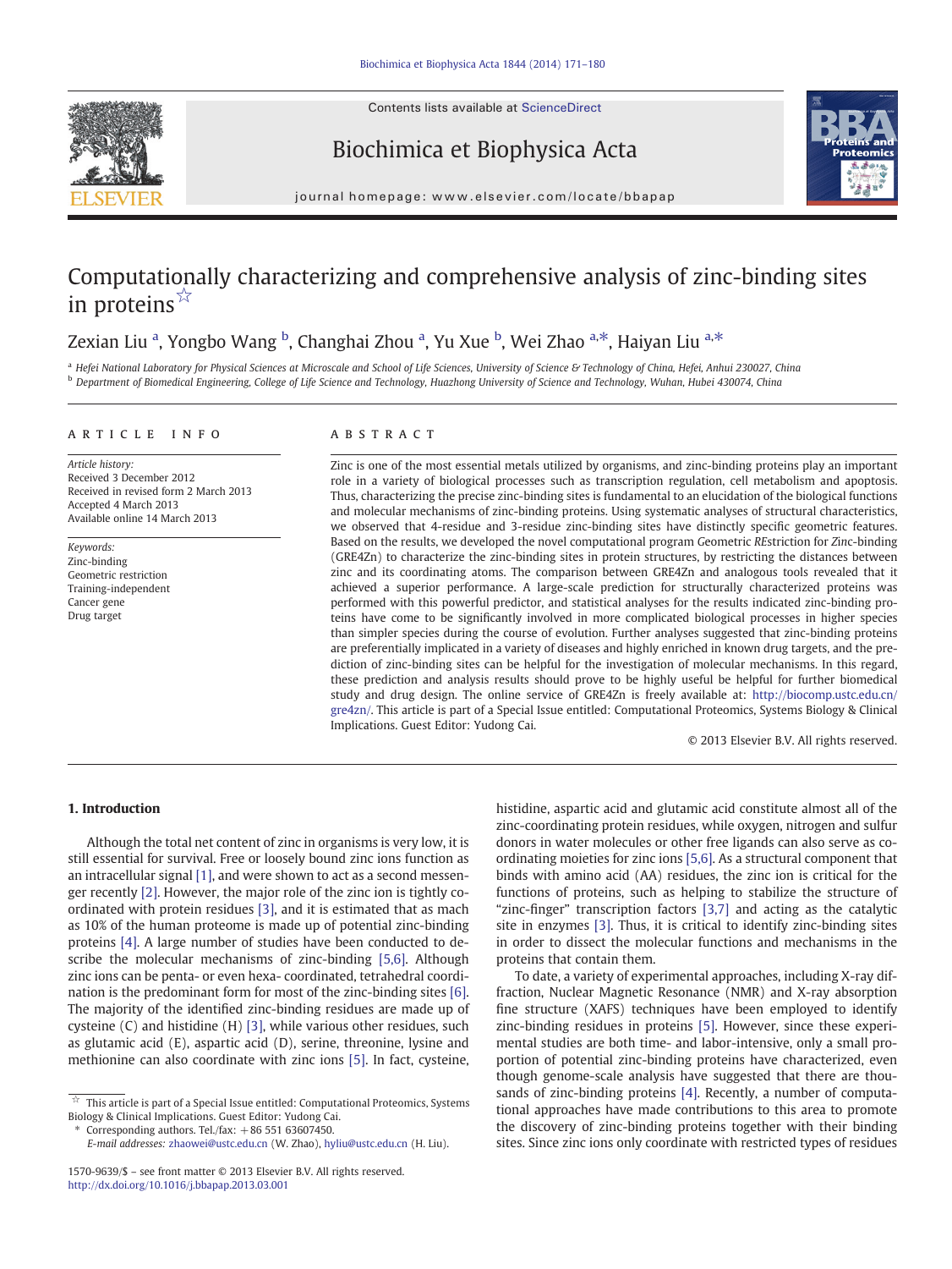# Computationally characterizing and comprehensive analysis of zinc-binding sites in proteins ☆

Zexian Liu [a], Yongbo Wang [b], Changhai Zhou [a], Yu Xue [b], Wei Zhao [a,*], Haiyan Liu [a,*]

[a] Hefei National Laboratory for Physical Sciences at Microscale and School of Life Sciences, University of Science & Technology of China, Hefei, Anhui 230027, China

[b] Department of Biomedical Engineering, College of Life Science and Technology, Huazhong University of Science and Technology, Wuhan, Hubei 430074, China

## ARTICLE INFO

*Article history:*
Received 3 December 2012
Received in revised form 2 March 2013
Accepted 4 March 2013
Available online 14 March 2013

*Keywords:*
Zinc-binding
Geometric restriction
Training-independent
Cancer gene
Drug target

## ABSTRACT

Zinc is one of the most essential metals utilized by organisms, and zinc-binding proteins play an important role in a variety of biological processes such as transcription regulation, cell metabolism and apoptosis. Thus, characterizing the precise zinc-binding sites is fundamental to an elucidation of the biological functions and molecular mechanisms of zinc-binding proteins. Using systematic analyses of structural characteristics, we observed that 4-residue and 3-residue zinc-binding sites have distinctly specific geometric features. Based on the results, we developed the novel computational program *G*eometric *RE*striction for *Zn*-binding (GRE4Zn) to characterize the zinc-binding sites in protein structures, by restricting the distances between zinc and its coordinating atoms. The comparison between GRE4Zn and analogous tools revealed that it achieved a superior performance. A large-scale prediction for structurally characterized proteins was performed with this powerful predictor, and statistical analyses for the results indicated zinc-binding proteins have come to be significantly involved in more complicated biological processes in higher species than simpler species during the course of evolution. Further analyses suggested that zinc-binding proteins are preferentially implicated in a variety of diseases and highly enriched in known drug targets, and the prediction of zinc-binding sites can be helpful for the investigation of molecular mechanisms. In this regard, these prediction and analysis results should prove to be highly useful be helpful for further biomedical study and drug design. The online service of GRE4Zn is freely available at: http://biocomp.ustc.edu.cn/gre4zn/. This article is part of a Special Issue entitled: Computational Proteomics, Systems Biology & Clinical Implications. Guest Editor: Yudong Cai.

© 2013 Elsevier B.V. All rights reserved.

## 1. Introduction

Although the total net content of zinc in organisms is very low, it is still essential for survival. Free or loosely bound zinc ions function as an intracellular signal [1], and were shown to act as a second messenger recently [2]. However, the major role of the zinc ion is tightly coordinated with protein residues [3], and it is estimated that as mach as 10% of the human proteome is made up of potential zinc-binding proteins [4]. A large number of studies have been conducted to describe the molecular mechanisms of zinc-binding [5,6]. Although zinc ions can be penta- or even hexa- coordinated, tetrahedral coordination is the predominant form for most of the zinc-binding sites [6]. The majority of the identified zinc-binding residues are made up of cysteine (C) and histidine (H) [3], while various other residues, such as glutamic acid (E), aspartic acid (D), serine, threonine, lysine and methionine can also coordinate with zinc ions [5]. In fact, cysteine, histidine, aspartic acid and glutamic acid constitute almost all of the zinc-coordinating protein residues, while oxygen, nitrogen and sulfur donors in water molecules or other free ligands can also serve as coordinating moieties for zinc ions [5,6]. As a structural component that binds with amino acid (AA) residues, the zinc ion is critical for the functions of proteins, such as helping to stabilize the structure of "zinc-finger" transcription factors [3,7] and acting as the catalytic site in enzymes [3]. Thus, it is critical to identify zinc-binding sites in order to dissect the molecular functions and mechanisms in the proteins that contain them.

To date, a variety of experimental approaches, including X-ray diffraction, Nuclear Magnetic Resonance (NMR) and X-ray absorption fine structure (XAFS) techniques have been employed to identify zinc-binding residues in proteins [5]. However, since these experimental studies are both time- and labor-intensive, only a small proportion of potential zinc-binding proteins have characterized, even though genome-scale analysis have suggested that there are thousands of zinc-binding proteins [4]. Recently, a number of computational approaches have made contributions to this area to promote the discovery of zinc-binding proteins together with their binding sites. Since zinc ions only coordinate with restricted types of residues

☆ This article is part of a Special Issue entitled: Computational Proteomics, Systems Biology & Clinical Implications. Guest Editor: Yudong Cai.

\* Corresponding authors. Tel./fax: +86 551 63607450.
*E-mail addresses:* zhaowei@ustc.edu.cn (W. Zhao), hyliu@ustc.edu.cn (H. Liu).

1570-9639/$ – see front matter © 2013 Elsevier B.V. All rights reserved.
http://dx.doi.org/10.1016/j.bbapap.2013.03.001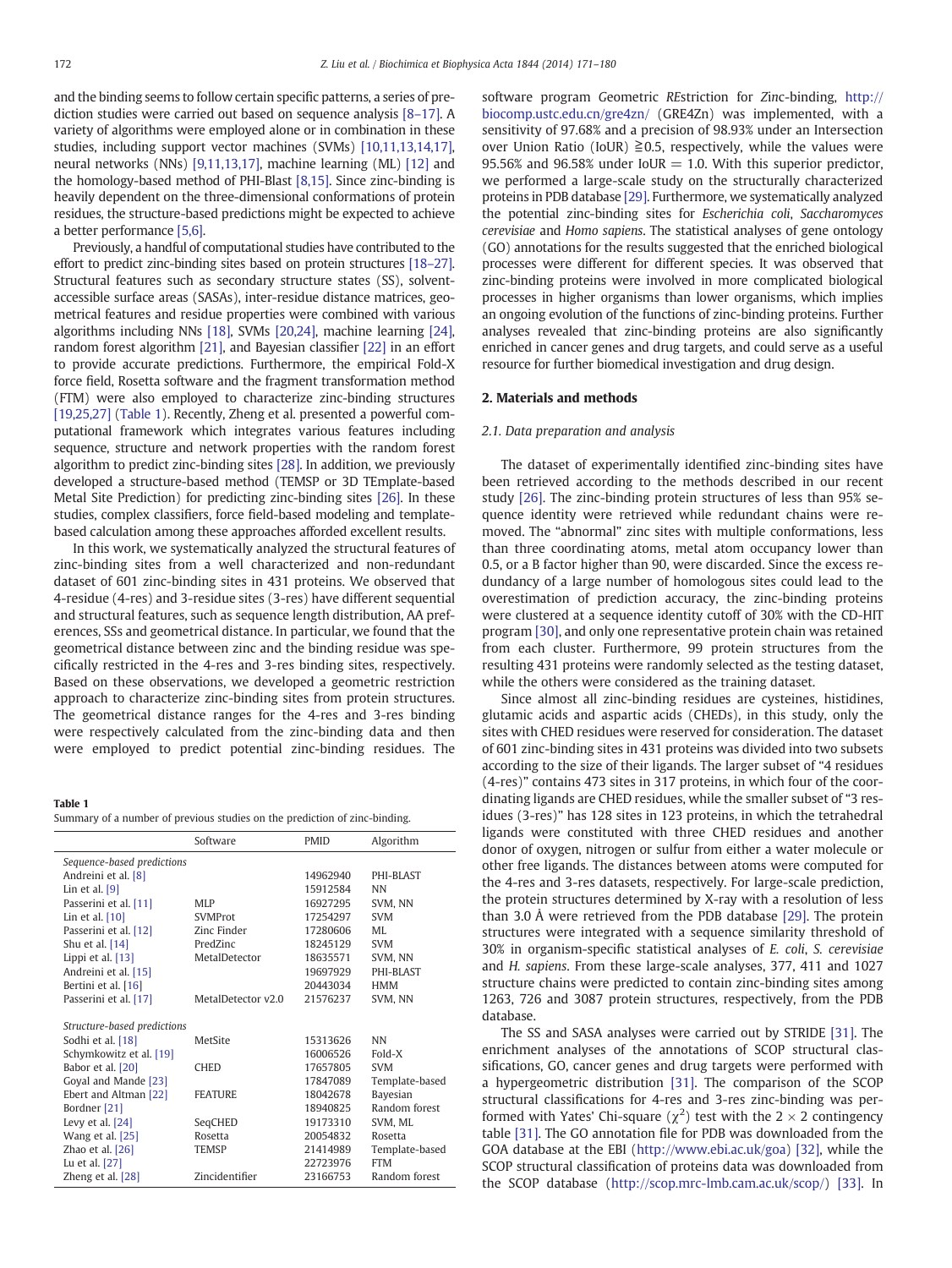and the binding seems to follow certain specific patterns, a series of prediction studies were carried out based on sequence analysis [8–17]. A variety of algorithms were employed alone or in combination in these studies, including support vector machines (SVMs) [10,11,13,14,17], neural networks (NNs) [9,11,13,17], machine learning (ML) [12] and the homology-based method of PHI-Blast [8,15]. Since zinc-binding is heavily dependent on the three-dimensional conformations of protein residues, the structure-based predictions might be expected to achieve a better performance [5,6].

Previously, a handful of computational studies have contributed to the effort to predict zinc-binding sites based on protein structures [18–27]. Structural features such as secondary structure states (SS), solvent-accessible surface areas (SASAs), inter-residue distance matrices, geometrical features and residue properties were combined with various algorithms including NNs [18], SVMs [20,24], machine learning [24], random forest algorithm [21], and Bayesian classifier [22] in an effort to provide accurate predictions. Furthermore, the empirical Fold-X force field, Rosetta software and the fragment transformation method (FTM) were also employed to characterize zinc-binding structures [19,25,27] (Table 1). Recently, Zheng et al. presented a powerful computational framework which integrates various features including sequence, structure and network properties with the random forest algorithm to predict zinc-binding sites [28]. In addition, we previously developed a structure-based method (TEMSP or 3D TEmplate-based Metal Site Prediction) for predicting zinc-binding sites [26]. In these studies, complex classifiers, force field-based modeling and template-based calculation among these approaches afforded excellent results.

In this work, we systematically analyzed the structural features of zinc-binding sites from a well characterized and non-redundant dataset of 601 zinc-binding sites in 431 proteins. We observed that 4-residue (4-res) and 3-residue sites (3-res) have different sequential and structural features, such as sequence length distribution, AA preferences, SSs and geometrical distance. In particular, we found that the geometrical distance between zinc and the binding residue was specifically restricted in the 4-res and 3-res binding sites, respectively. Based on these observations, we developed a geometric restriction approach to characterize zinc-binding sites from protein structures. The geometrical distance ranges for the 4-res and 3-res binding were respectively calculated from the zinc-binding data and then were employed to predict potential zinc-binding residues. The software program *G*eometric *RE*striction for *Z*inc-binding, http://biocomp.ustc.edu.cn/gre4zn/ (GRE4Zn) was implemented, with a sensitivity of 97.68% and a precision of 98.93% under an Intersection over Union Ratio (IoUR) ≧0.5, respectively, while the values were 95.56% and 96.58% under IoUR = 1.0. With this superior predictor, we performed a large-scale study on the structurally characterized proteins in PDB database [29]. Furthermore, we systematically analyzed the potential zinc-binding sites for *Escherichia coli*, *Saccharomyces cerevisiae* and *Homo sapiens*. The statistical analyses of gene ontology (GO) annotations for the results suggested that the enriched biological processes were different for different species. It was observed that zinc-binding proteins were involved in more complicated biological processes in higher organisms than lower organisms, which implies an ongoing evolution of the functions of zinc-binding proteins. Further analyses revealed that zinc-binding proteins are also significantly enriched in cancer genes and drug targets, and could serve as a useful resource for further biomedical investigation and drug design.

**Table 1**
Summary of a number of previous studies on the prediction of zinc-binding.

| | Software | PMID | Algorithm |
|---|---|---|---|
| *Sequence-based predictions* | | | |
| Andreini et al. [8] | | 14962940 | PHI-BLAST |
| Lin et al. [9] | | 15912584 | NN |
| Passerini et al. [11] | MLP | 16927295 | SVM, NN |
| Lin et al. [10] | SVMProt | 17254297 | SVM |
| Passerini et al. [12] | Zinc Finder | 17280606 | ML |
| Shu et al. [14] | PredZinc | 18245129 | SVM |
| Lippi et al. [13] | MetalDetector | 18635571 | SVM, NN |
| Andreini et al. [15] | | 19697929 | PHI-BLAST |
| Bertini et al. [16] | | 20443034 | HMM |
| Passerini et al. [17] | MetalDetector v2.0 | 21576237 | SVM, NN |
| *Structure-based predictions* | | | |
| Sodhi et al. [18] | MetSite | 15313626 | NN |
| Schymkowitz et al. [19] | | 16006526 | Fold-X |
| Babor et al. [20] | CHED | 17657805 | SVM |
| Goyal and Mande [23] | | 17847089 | Template-based |
| Ebert and Altman [22] | FEATURE | 18042678 | Bayesian |
| Bordner [21] | | 18940825 | Random forest |
| Levy et al. [24] | SeqCHED | 19173310 | SVM, ML |
| Wang et al. [25] | Rosetta | 20054832 | Rosetta |
| Zhao et al. [26] | TEMSP | 21414989 | Template-based |
| Lu et al. [27] | | 22723976 | FTM |
| Zheng et al. [28] | Zincidentifier | 23166753 | Random forest |

## 2. Materials and methods

### 2.1. Data preparation and analysis

The dataset of experimentally identified zinc-binding sites have been retrieved according to the methods described in our recent study [26]. The zinc-binding protein structures of less than 95% sequence identity were retrieved while redundant chains were removed. The "abnormal" zinc sites with multiple conformations, less than three coordinating atoms, metal atom occupancy lower than 0.5, or a B factor higher than 90, were discarded. Since the excess redundancy of a large number of homologous sites could lead to the overestimation of prediction accuracy, the zinc-binding proteins were clustered at a sequence identity cutoff of 30% with the CD-HIT program [30], and only one representative protein chain was retained from each cluster. Furthermore, 99 protein structures from the resulting 431 proteins were randomly selected as the testing dataset, while the others were considered as the training dataset.

Since almost all zinc-binding residues are cysteines, histidines, glutamic acids and aspartic acids (CHEDs), in this study, only the sites with CHED residues were reserved for consideration. The dataset of 601 zinc-binding sites in 431 proteins was divided into two subsets according to the size of their ligands. The larger subset of "4 residues (4-res)" contains 473 sites in 317 proteins, in which four of the coordinating ligands are CHED residues, while the smaller subset of "3 residues (3-res)" has 128 sites in 123 proteins, in which the tetrahedral ligands were constituted with three CHED residues and another donor of oxygen, nitrogen or sulfur from either a water molecule or other free ligands. The distances between atoms were computed for the 4-res and 3-res datasets, respectively. For large-scale prediction, the protein structures determined by X-ray with a resolution of less than 3.0 Å were retrieved from the PDB database [29]. The protein structures were integrated with a sequence similarity threshold of 30% in organism-specific statistical analyses of *E. coli*, *S. cerevisiae* and *H. sapiens*. From these large-scale analyses, 377, 411 and 1027 structure chains were predicted to contain zinc-binding sites among 1263, 726 and 3087 protein structures, respectively, from the PDB database.

The SS and SASA analyses were carried out by STRIDE [31]. The enrichment analyses of the annotations of SCOP structural classifications, GO, cancer genes and drug targets were performed with a hypergeometric distribution [31]. The comparison of the SCOP structural classifications for 4-res and 3-res zinc-binding was performed with Yates' Chi-square ($\chi^2$) test with the 2 × 2 contingency table [31]. The GO annotation file for PDB was downloaded from the GOA database at the EBI (http://www.ebi.ac.uk/goa) [32], while the SCOP structural classification of proteins data was downloaded from the SCOP database (http://scop.mrc-lmb.cam.ac.uk/scop/) [33]. In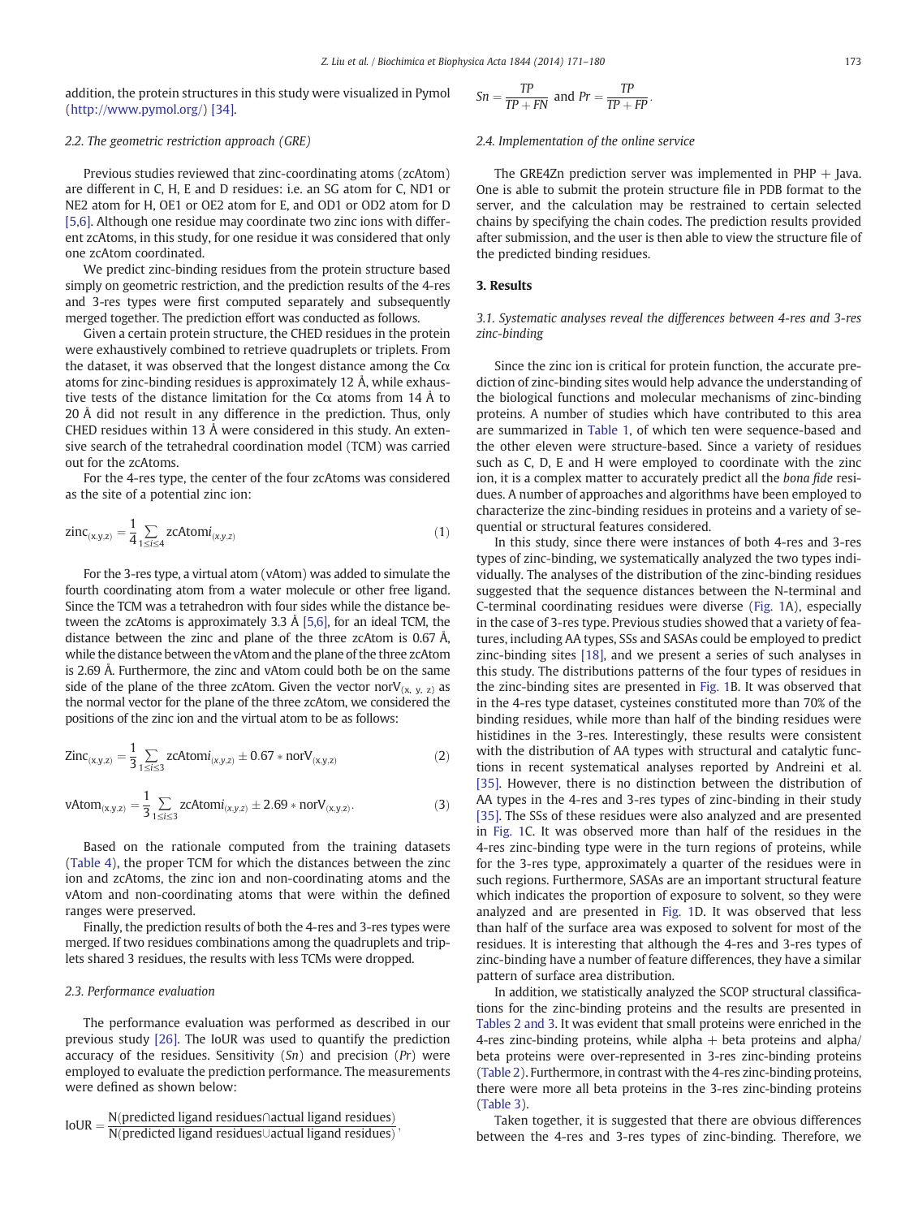addition, the protein structures in this study were visualized in Pymol (http://www.pymol.org/) [34].

### 2.2. The geometric restriction approach (GRE)

Previous studies reviewed that zinc-coordinating atoms (zcAtom) are different in C, H, E and D residues: i.e. an SG atom for C, ND1 or NE2 atom for H, OE1 or OE2 atom for E, and OD1 or OD2 atom for D [5,6]. Although one residue may coordinate two zinc ions with different zcAtoms, in this study, for one residue it was considered that only one zcAtom coordinated.

We predict zinc-binding residues from the protein structure based simply on geometric restriction, and the prediction results of the 4-res and 3-res types were first computed separately and subsequently merged together. The prediction effort was conducted as follows.

Given a certain protein structure, the CHED residues in the protein were exhaustively combined to retrieve quadruplets or triplets. From the dataset, it was observed that the longest distance among the Cα atoms for zinc-binding residues is approximately 12 Å, while exhaustive tests of the distance limitation for the Cα atoms from 14 Å to 20 Å did not result in any difference in the prediction. Thus, only CHED residues within 13 Å were considered in this study. An extensive search of the tetrahedral coordination model (TCM) was carried out for the zcAtoms.

For the 4-res type, the center of the four zcAtoms was considered as the site of a potential zinc ion:

$$\text{zinc}_{(x,y,z)} = \frac{1}{4}\sum_{1 \le i \le 4} \text{zcAtom}i_{(x,y,z)} \tag{1}$$

For the 3-res type, a virtual atom (vAtom) was added to simulate the fourth coordinating atom from a water molecule or other free ligand. Since the TCM was a tetrahedron with four sides while the distance between the zcAtoms is approximately 3.3 Å [5,6], for an ideal TCM, the distance between the zinc and plane of the three zcAtom is 0.67 Å, while the distance between the vAtom and the plane of the three zcAtom is 2.69 Å. Furthermore, the zinc and vAtom could both be on the same side of the plane of the three zcAtom. Given the vector $\text{norV}_{(x,\ y,\ z)}$ as the normal vector for the plane of the three zcAtom, we considered the positions of the zinc ion and the virtual atom to be as follows:

$$\text{Zinc}_{(x,y,z)} = \frac{1}{3}\sum_{1 \le i \le 3} \text{zcAtom}i_{(x,y,z)} \pm 0.67 * \text{norV}_{(x,y,z)} \tag{2}$$

$$\text{vAtom}_{(x,y,z)} = \frac{1}{3}\sum_{1 \le i \le 3} \text{zcAtom}i_{(x,y,z)} \pm 2.69 * \text{norV}_{(x,y,z)}. \tag{3}$$

Based on the rationale computed from the training datasets (Table 4), the proper TCM for which the distances between the zinc ion and zcAtoms, the zinc ion and non-coordinating atoms and the vAtom and non-coordinating atoms that were within the defined ranges were preserved.

Finally, the prediction results of both the 4-res and 3-res types were merged. If two residues combinations among the quadruplets and triplets shared 3 residues, the results with less TCMs were dropped.

### 2.3. Performance evaluation

The performance evaluation was performed as described in our previous study [26]. The IoUR was used to quantify the prediction accuracy of the residues. Sensitivity (*Sn*) and precision (*Pr*) were employed to evaluate the prediction performance. The measurements were defined as shown below:

$$\text{IoUR} = \frac{\text{N(predicted ligand residues} \cap \text{actual ligand residues)}}{\text{N(predicted ligand residues} \cup \text{actual ligand residues)}},$$

$$Sn = \frac{TP}{TP + FN} \text{ and } Pr = \frac{TP}{TP + FP}.$$

### 2.4. Implementation of the online service

The GRE4Zn prediction server was implemented in PHP + Java. One is able to submit the protein structure file in PDB format to the server, and the calculation may be restrained to certain selected chains by specifying the chain codes. The prediction results provided after submission, and the user is then able to view the structure file of the predicted binding residues.

## 3. Results

### 3.1. Systematic analyses reveal the differences between 4-res and 3-res zinc-binding

Since the zinc ion is critical for protein function, the accurate prediction of zinc-binding sites would help advance the understanding of the biological functions and molecular mechanisms of zinc-binding proteins. A number of studies which have contributed to this area are summarized in Table 1, of which ten were sequence-based and the other eleven were structure-based. Since a variety of residues such as C, D, E and H were employed to coordinate with the zinc ion, it is a complex matter to accurately predict all the *bona fide* residues. A number of approaches and algorithms have been employed to characterize the zinc-binding residues in proteins and a variety of sequential or structural features considered.

In this study, since there were instances of both 4-res and 3-res types of zinc-binding, we systematically analyzed the two types individually. The analyses of the distribution of the zinc-binding residues suggested that the sequence distances between the N-terminal and C-terminal coordinating residues were diverse (Fig. 1A), especially in the case of 3-res type. Previous studies showed that a variety of features, including AA types, SSs and SASAs could be employed to predict zinc-binding sites [18], and we present a series of such analyses in this study. The distributions patterns of the four types of residues in the zinc-binding sites are presented in Fig. 1B. It was observed that in the 4-res type dataset, cysteines constituted more than 70% of the binding residues, while more than half of the binding residues were histidines in the 3-res. Interestingly, these results were consistent with the distribution of AA types with structural and catalytic functions in recent systematical analyses reported by Andreini et al. [35]. However, there is no distinction between the distribution of AA types in the 4-res and 3-res types of zinc-binding in their study [35]. The SSs of these residues were also analyzed and are presented in Fig. 1C. It was observed more than half of the residues in the 4-res zinc-binding type were in the turn regions of proteins, while for the 3-res type, approximately a quarter of the residues were in such regions. Furthermore, SASAs are an important structural feature which indicates the proportion of exposure to solvent, so they were analyzed and are presented in Fig. 1D. It was observed that less than half of the surface area was exposed to solvent for most of the residues. It is interesting that although the 4-res and 3-res types of zinc-binding have a number of feature differences, they have a similar pattern of surface area distribution.

In addition, we statistically analyzed the SCOP structural classifications for the zinc-binding proteins and the results are presented in Tables 2 and 3. It was evident that small proteins were enriched in the 4-res zinc-binding proteins, while alpha + beta proteins and alpha/beta proteins were over-represented in 3-res zinc-binding proteins (Table 2). Furthermore, in contrast with the 4-res zinc-binding proteins, there were more all beta proteins in the 3-res zinc-binding proteins (Table 3).

Taken together, it is suggested that there are obvious differences between the 4-res and 3-res types of zinc-binding. Therefore, we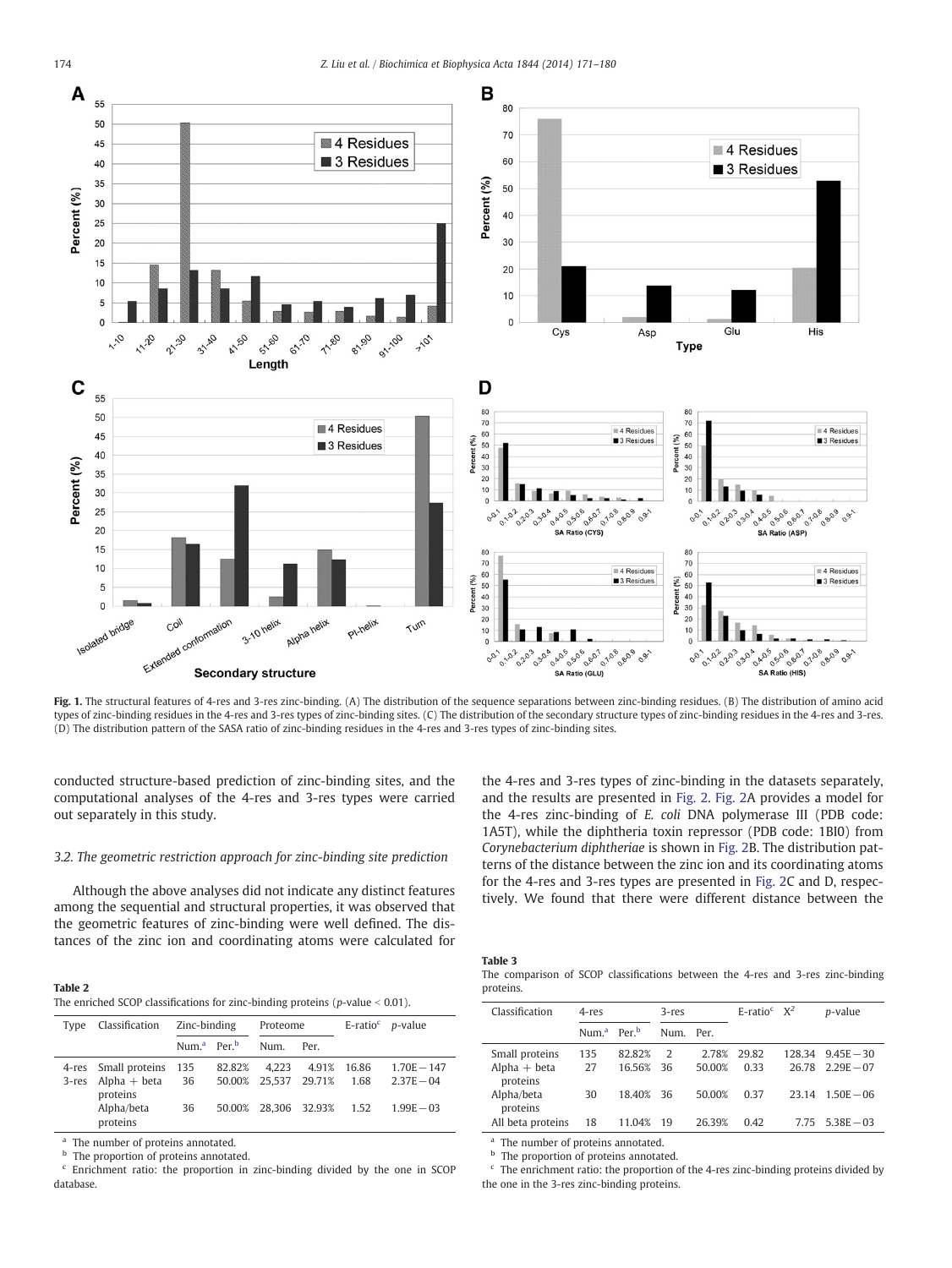Fig. 1. The structural features of 4-res and 3-res zinc-binding. (A) The distribution of the sequence separations between zinc-binding residues. (B) The distribution of amino acid types of zinc-binding residues in the 4-res and 3-res types of zinc-binding sites. (C) The distribution of the secondary structure types of zinc-binding residues in the 4-res and 3-res. (D) The distribution pattern of the SASA ratio of zinc-binding residues in the 4-res and 3-res types of zinc-binding sites.

conducted structure-based prediction of zinc-binding sites, and the computational analyses of the 4-res and 3-res types were carried out separately in this study.

### 3.2. The geometric restriction approach for zinc-binding site prediction

Although the above analyses did not indicate any distinct features among the sequential and structural properties, it was observed that the geometric features of zinc-binding were well defined. The distances of the zinc ion and coordinating atoms were calculated for the 4-res and 3-res types of zinc-binding in the datasets separately, and the results are presented in Fig. 2. Fig. 2A provides a model for the 4-res zinc-binding of *E. coli* DNA polymerase III (PDB code: 1A5T), while the diphtheria toxin repressor (PDB code: 1BI0) from *Corynebacterium diphtheriae* is shown in Fig. 2B. The distribution patterns of the distance between the zinc ion and its coordinating atoms for the 4-res and 3-res types are presented in Fig. 2C and D, respectively. We found that there were different distance between the

**Table 2**
The enriched SCOP classifications for zinc-binding proteins ($p$-value < 0.01).

| Type | Classification | Zinc-binding | | Proteome | | E-ratio[c] | $p$-value |
|---|---|---|---|---|---|---|---|
| | | Num.[a] | Per.[b] | Num. | Per. | | |
| 4-res | Small proteins | 135 | 82.82% | 4,223 | 4.91% | 16.86 | 1.70E−147 |
| 3-res | Alpha + beta proteins | 36 | 50.00% | 25,537 | 29.71% | 1.68 | 2.37E−04 |
| | Alpha/beta proteins | 36 | 50.00% | 28,306 | 32.93% | 1.52 | 1.99E−03 |

[a] The number of proteins annotated.
[b] The proportion of proteins annotated.
[c] Enrichment ratio: the proportion in zinc-binding divided by the one in SCOP database.

**Table 3**
The comparison of SCOP classifications between the 4-res and 3-res zinc-binding proteins.

| Classification | 4-res | | 3-res | | E-ratio[c] | $X^2$ | $p$-value |
|---|---|---|---|---|---|---|---|
| | Num.[a] | Per.[b] | Num. | Per. | | | |
| Small proteins | 135 | 82.82% | 2 | 2.78% | 29.82 | 128.34 | 9.45E−30 |
| Alpha + beta proteins | 27 | 16.56% | 36 | 50.00% | 0.33 | 26.78 | 2.29E−07 |
| Alpha/beta proteins | 30 | 18.40% | 36 | 50.00% | 0.37 | 23.14 | 1.50E−06 |
| All beta proteins | 18 | 11.04% | 19 | 26.39% | 0.42 | 7.75 | 5.38E−03 |

[a] The number of proteins annotated.
[b] The proportion of proteins annotated.
[c] The enrichment ratio: the proportion of the 4-res zinc-binding proteins divided by the one in the 3-res zinc-binding proteins.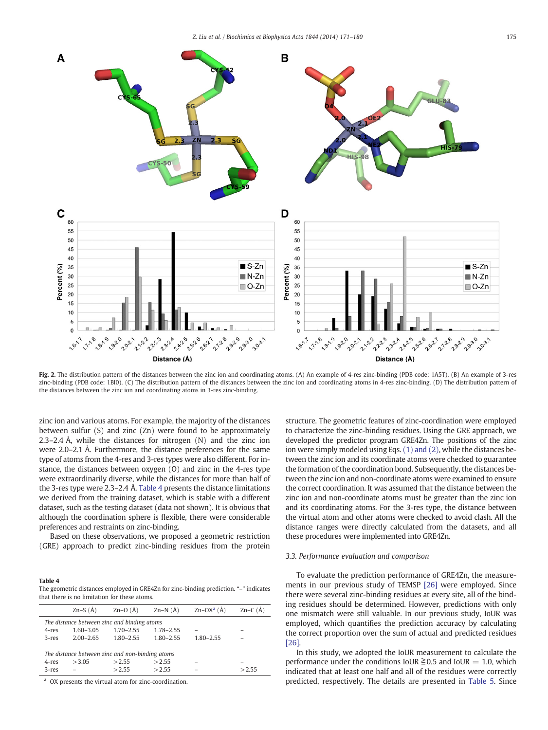**Fig. 2.** The distribution pattern of the distances between the zinc ion and coordinating atoms. (A) An example of 4-res zinc-binding (PDB code: 1A5T). (B) An example of 3-res zinc-binding (PDB code: 1BI0). (C) The distribution pattern of the distances between the zinc ion and coordinating atoms in 4-res zinc-binding. (D) The distribution pattern of the distances between the zinc ion and coordinating atoms in 3-res zinc-binding.

zinc ion and various atoms. For example, the majority of the distances between sulfur (S) and zinc (Zn) were found to be approximately 2.3–2.4 Å, while the distances for nitrogen (N) and the zinc ion were 2.0–2.1 Å. Furthermore, the distance preferences for the same type of atoms from the 4-res and 3-res types were also different. For instance, the distances between oxygen (O) and zinc in the 4-res type were extraordinarily diverse, while the distances for more than half of the 3-res type were 2.3–2.4 Å. Table 4 presents the distance limitations we derived from the training dataset, which is stable with a different dataset, such as the testing dataset (data not shown). It is obvious that although the coordination sphere is flexible, there were considerable preferences and restraints on zinc-binding.

Based on these observations, we proposed a geometric restriction (GRE) approach to predict zinc-binding residues from the protein structure. The geometric features of zinc-coordination were employed to characterize the zinc-binding residues. Using the GRE approach, we developed the predictor program GRE4Zn. The positions of the zinc ion were simply modeled using Eqs. (1) and (2), while the distances between the zinc ion and its coordinate atoms were checked to guarantee the formation of the coordination bond. Subsequently, the distances between the zinc ion and non-coordinate atoms were examined to ensure the correct coordination. It was assumed that the distance between the zinc ion and non-coordinate atoms must be greater than the zinc ion and its coordinating atoms. For the 3-res type, the distance between the virtual atom and other atoms were checked to avoid clash. All the distance ranges were directly calculated from the datasets, and all these procedures were implemented into GRE4Zn.

**Table 4**
The geometric distances employed in GRE4Zn for zinc-binding prediction. "–" indicates that there is no limitation for these atoms.

| | Zn–S (Å) | Zn–O (Å) | Zn–N (Å) | Zn–OX[a] (Å) | Zn–C (Å) |
|---|---|---|---|---|---|
| *The distance between zinc and binding atoms* | | | | | |
| 4-res | 1.60–3.05 | 1.70–2.55 | 1.78–2.55 | – | – |
| 3-res | 2.00–2.65 | 1.80–2.55 | 1.80–2.55 | 1.80–2.55 | – |
| *The distance between zinc and non-binding atoms* | | | | | |
| 4-res | >3.05 | >2.55 | >2.55 | – | – |
| 3-res | – | >2.55 | >2.55 | – | >2.55 |

[a] OX presents the virtual atom for zinc-coordination.

### 3.3. Performance evaluation and comparison

To evaluate the prediction performance of GRE4Zn, the measurements in our previous study of TEMSP [26] were employed. Since there were several zinc-binding residues at every site, all of the binding residues should be determined. However, predictions with only one mismatch were still valuable. In our previous study, IoUR was employed, which quantifies the prediction accuracy by calculating the correct proportion over the sum of actual and predicted residues [26].

In this study, we adopted the IoUR measurement to calculate the performance under the conditions IoUR ≧0.5 and IoUR = 1.0, which indicated that at least one half and all of the residues were correctly predicted, respectively. The details are presented in Table 5. Since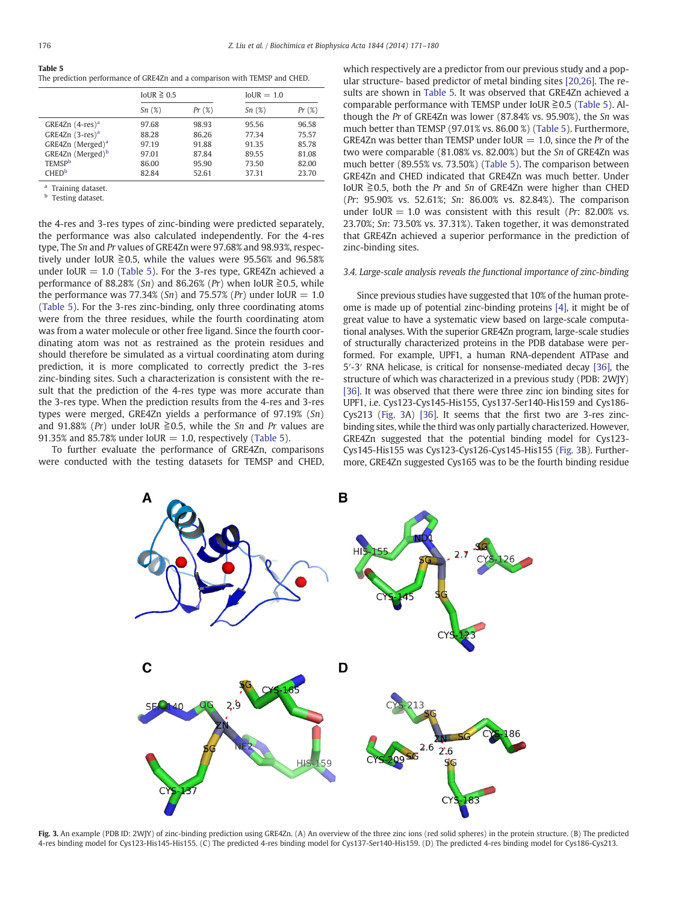**Table 5**
The prediction performance of GRE4Zn and a comparison with TEMSP and CHED.

| | IoUR ≧ 0.5 | | IoUR = 1.0 | |
|---|---|---|---|---|
| | *Sn* (%) | *Pr* (%) | *Sn* (%) | *Pr* (%) |
| GRE4Zn (4-res)[a] | 97.68 | 98.93 | 95.56 | 96.58 |
| GRE4Zn (3-res)[a] | 88.28 | 86.26 | 77.34 | 75.57 |
| GRE4Zn (Merged)[a] | 97.19 | 91.88 | 91.35 | 85.78 |
| GRE4Zn (Merged)[b] | 97.01 | 87.84 | 89.55 | 81.08 |
| TEMSP[b] | 86.00 | 95.90 | 73.50 | 82.00 |
| CHED[b] | 82.84 | 52.61 | 37.31 | 23.70 |

[a] Training dataset.
[b] Testing dataset.

the 4-res and 3-res types of zinc-binding were predicted separately, the performance was also calculated independently. For the 4-res type, The *Sn* and *Pr* values of GRE4Zn were 97.68% and 98.93%, respectively under IoUR ≧0.5, while the values were 95.56% and 96.58% under IoUR = 1.0 (Table 5). For the 3-res type, GRE4Zn achieved a performance of 88.28% (*Sn*) and 86.26% (*Pr*) when IoUR ≧0.5, while the performance was 77.34% (*Sn*) and 75.57% (*Pr*) under IoUR = 1.0 (Table 5). For the 3-res zinc-binding, only three coordinating atoms were from the three residues, while the fourth coordinating atom was from a water molecule or other free ligand. Since the fourth coordinating atom was not as restrained as the protein residues and should therefore be simulated as a virtual coordinating atom during prediction, it is more complicated to correctly predict the 3-res zinc-binding sites. Such a characterization is consistent with the result that the prediction of the 4-res type was more accurate than the 3-res type. When the prediction results from the 4-res and 3-res types were merged, GRE4Zn yields a performance of 97.19% (*Sn*) and 91.88% (*Pr*) under IoUR ≧0.5, while the *Sn* and *Pr* values are 91.35% and 85.78% under IoUR = 1.0, respectively (Table 5).

To further evaluate the performance of GRE4Zn, comparisons were conducted with the testing datasets for TEMSP and CHED, which respectively are a predictor from our previous study and a popular structure- based predictor of metal binding sites [20,26]. The results are shown in Table 5. It was observed that GRE4Zn achieved a comparable performance with TEMSP under IoUR ≧0.5 (Table 5). Although the *Pr* of GRE4Zn was lower (87.84% vs. 95.90%), the *Sn* was much better than TEMSP (97.01% vs. 86.00 %) (Table 5). Furthermore, GRE4Zn was better than TEMSP under IoUR = 1.0, since the *Pr* of the two were comparable (81.08% vs. 82.00%) but the *Sn* of GRE4Zn was much better (89.55% vs. 73.50%) (Table 5). The comparison between GRE4Zn and CHED indicated that GRE4Zn was much better. Under IoUR ≧0.5, both the *Pr* and *Sn* of GRE4Zn were higher than CHED (*Pr*: 95.90% vs. 52.61%; *Sn*: 86.00% vs. 82.84%). The comparison under IoUR = 1.0 was consistent with this result (*Pr*: 82.00% vs. 23.70%; *Sn*: 73.50% vs. 37.31%). Taken together, it was demonstrated that GRE4Zn achieved a superior performance in the prediction of zinc-binding sites.

### 3.4. Large-scale analysis reveals the functional importance of zinc-binding

Since previous studies have suggested that 10% of the human proteome is made up of potential zinc-binding proteins [4], it might be of great value to have a systematic view based on large-scale computational analyses. With the superior GRE4Zn program, large-scale studies of structurally characterized proteins in the PDB database were performed. For example, UPF1, a human RNA-dependent ATPase and 5′-3′ RNA helicase, is critical for nonsense-mediated decay [36], the structure of which was characterized in a previous study (PDB: 2WJY) [36]. It was observed that there were three zinc ion binding sites for UPF1, i.e. Cys123-Cys145-His155, Cys137-Ser140-His159 and Cys186-Cys213 (Fig. 3A) [36]. It seems that the first two are 3-res zinc-binding sites, while the third was only partially characterized. However, GRE4Zn suggested that the potential binding model for Cys123-Cys145-His155 was Cys123-Cys126-Cys145-His155 (Fig. 3B). Furthermore, GRE4Zn suggested Cys165 was to be the fourth binding residue

**Fig. 3.** An example (PDB ID: 2WJY) of zinc-binding prediction using GRE4Zn. (A) An overview of the three zinc ions (red solid spheres) in the protein structure. (B) The predicted 4-res binding model for Cys123-His145-His155. (C) The predicted 4-res binding model for Cys137-Ser140-His159. (D) The predicted 4-res binding model for Cys186-Cys213.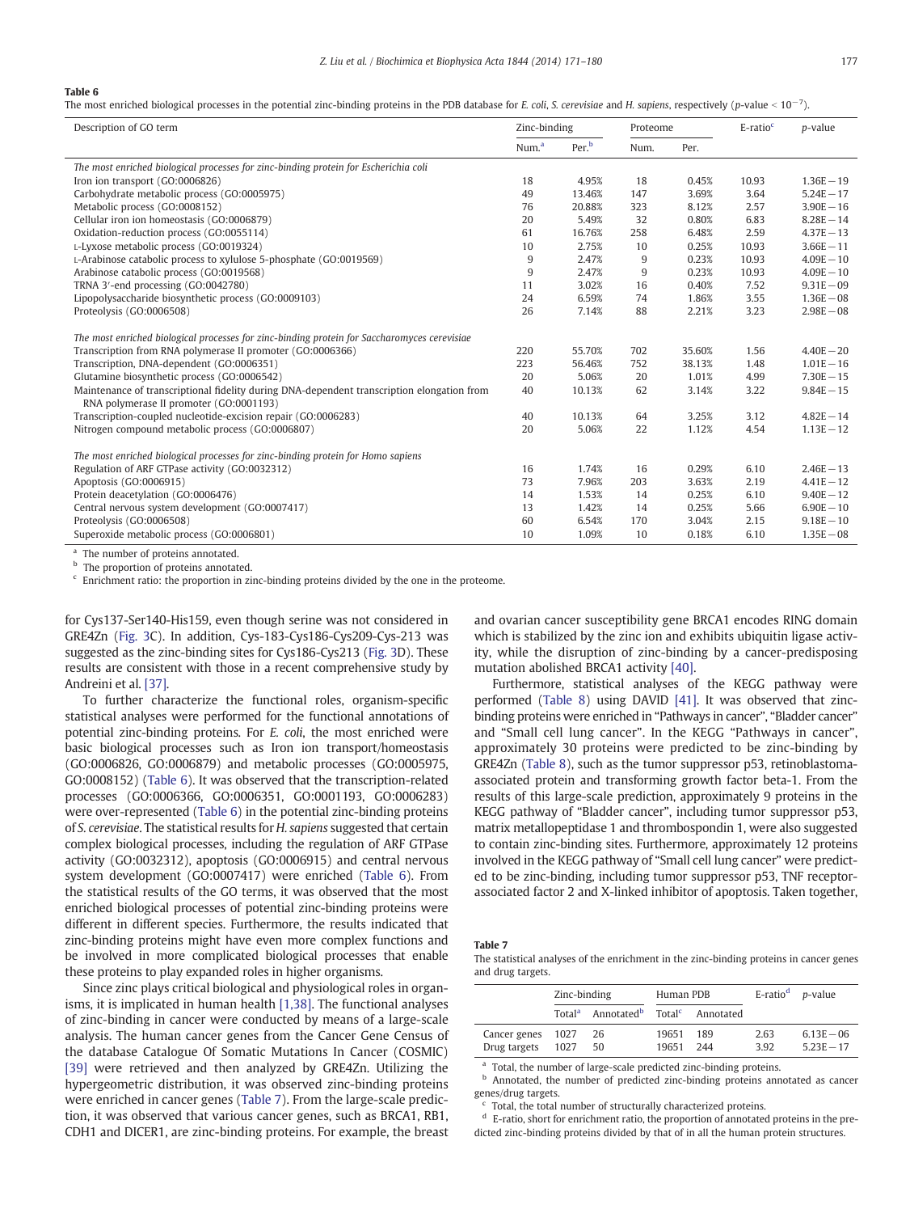**Table 6**
The most enriched biological processes in the potential zinc-binding proteins in the PDB database for *E. coli*, *S. cerevisiae* and *H. sapiens*, respectively ($p$-value < $10^{-7}$).

| Description of GO term | Zinc-binding | | Proteome | | E-ratio[c] | *p*-value |
|---|---|---|---|---|---|---|
| | Num.[a] | Per.[b] | Num. | Per. | | |
| *The most enriched biological processes for zinc-binding protein for Escherichia coli* | | | | | | |
| Iron ion transport (GO:0006826) | 18 | 4.95% | 18 | 0.45% | 10.93 | 1.36E−19 |
| Carbohydrate metabolic process (GO:0005975) | 49 | 13.46% | 147 | 3.69% | 3.64 | 5.24E−17 |
| Metabolic process (GO:0008152) | 76 | 20.88% | 323 | 8.12% | 2.57 | 3.90E−16 |
| Cellular iron ion homeostasis (GO:0006879) | 20 | 5.49% | 32 | 0.80% | 6.83 | 8.28E−14 |
| Oxidation-reduction process (GO:0055114) | 61 | 16.76% | 258 | 6.48% | 2.59 | 4.37E−13 |
| L-Lyxose metabolic process (GO:0019324) | 10 | 2.75% | 10 | 0.25% | 10.93 | 3.66E−11 |
| L-Arabinose catabolic process to xylulose 5-phosphate (GO:0019569) | 9 | 2.47% | 9 | 0.23% | 10.93 | 4.09E−10 |
| Arabinose catabolic process (GO:0019568) | 9 | 2.47% | 9 | 0.23% | 10.93 | 4.09E−10 |
| TRNA 3′-end processing (GO:0042780) | 11 | 3.02% | 16 | 0.40% | 7.52 | 9.31E−09 |
| Lipopolysaccharide biosynthetic process (GO:0009103) | 24 | 6.59% | 74 | 1.86% | 3.55 | 1.36E−08 |
| Proteolysis (GO:0006508) | 26 | 7.14% | 88 | 2.21% | 3.23 | 2.98E−08 |
| *The most enriched biological processes for zinc-binding protein for Saccharomyces cerevisiae* | | | | | | |
| Transcription from RNA polymerase II promoter (GO:0006366) | 220 | 55.70% | 702 | 35.60% | 1.56 | 4.40E−20 |
| Transcription, DNA-dependent (GO:0006351) | 223 | 56.46% | 752 | 38.13% | 1.48 | 1.01E−16 |
| Glutamine biosynthetic process (GO:0006542) | 20 | 5.06% | 20 | 1.01% | 4.99 | 7.30E−15 |
| Maintenance of transcriptional fidelity during DNA-dependent transcription elongation from RNA polymerase II promoter (GO:0001193) | 40 | 10.13% | 62 | 3.14% | 3.22 | 9.84E−15 |
| Transcription-coupled nucleotide-excision repair (GO:0006283) | 40 | 10.13% | 64 | 3.25% | 3.12 | 4.82E−14 |
| Nitrogen compound metabolic process (GO:0006807) | 20 | 5.06% | 22 | 1.12% | 4.54 | 1.13E−12 |
| *The most enriched biological processes for zinc-binding protein for Homo sapiens* | | | | | | |
| Regulation of ARF GTPase activity (GO:0032312) | 16 | 1.74% | 16 | 0.29% | 6.10 | 2.46E−13 |
| Apoptosis (GO:0006915) | 73 | 7.96% | 203 | 3.63% | 2.19 | 4.41E−12 |
| Protein deacetylation (GO:0006476) | 14 | 1.53% | 14 | 0.25% | 6.10 | 9.40E−12 |
| Central nervous system development (GO:0007417) | 13 | 1.42% | 14 | 0.25% | 5.66 | 6.90E−10 |
| Proteolysis (GO:0006508) | 60 | 6.54% | 170 | 3.04% | 2.15 | 9.18E−10 |
| Superoxide metabolic process (GO:0006801) | 10 | 1.09% | 10 | 0.18% | 6.10 | 1.35E−08 |

[a] The number of proteins annotated.
[b] The proportion of proteins annotated.
[c] Enrichment ratio: the proportion in zinc-binding proteins divided by the one in the proteome.

for Cys137-Ser140-His159, even though serine was not considered in GRE4Zn (Fig. 3C). In addition, Cys-183-Cys186-Cys209-Cys-213 was suggested as the zinc-binding sites for Cys186-Cys213 (Fig. 3D). These results are consistent with those in a recent comprehensive study by Andreini et al. [37].

To further characterize the functional roles, organism-specific statistical analyses were performed for the functional annotations of potential zinc-binding proteins. For *E. coli*, the most enriched were basic biological processes such as Iron ion transport/homeostasis (GO:0006826, GO:0006879) and metabolic processes (GO:0005975, GO:0008152) (Table 6). It was observed that the transcription-related processes (GO:0006366, GO:0006351, GO:0001193, GO:0006283) were over-represented (Table 6) in the potential zinc-binding proteins of *S. cerevisiae*. The statistical results for *H. sapiens* suggested that certain complex biological processes, including the regulation of ARF GTPase activity (GO:0032312), apoptosis (GO:0006915) and central nervous system development (GO:0007417) were enriched (Table 6). From the statistical results of the GO terms, it was observed that the most enriched biological processes of potential zinc-binding proteins were different in different species. Furthermore, the results indicated that zinc-binding proteins might have even more complex functions and be involved in more complicated biological processes that enable these proteins to play expanded roles in higher organisms.

Since zinc plays critical biological and physiological roles in organisms, it is implicated in human health [1,38]. The functional analyses of zinc-binding in cancer were conducted by means of a large-scale analysis. The human cancer genes from the Cancer Gene Census of the database Catalogue Of Somatic Mutations In Cancer (COSMIC) [39] were retrieved and then analyzed by GRE4Zn. Utilizing the hypergeometric distribution, it was observed zinc-binding proteins were enriched in cancer genes (Table 7). From the large-scale prediction, it was observed that various cancer genes, such as BRCA1, RB1, CDH1 and DICER1, are zinc-binding proteins. For example, the breast and ovarian cancer susceptibility gene BRCA1 encodes RING domain which is stabilized by the zinc ion and exhibits ubiquitin ligase activity, while the disruption of zinc-binding by a cancer-predisposing mutation abolished BRCA1 activity [40].

Furthermore, statistical analyses of the KEGG pathway were performed (Table 8) using DAVID [41]. It was observed that zinc-binding proteins were enriched in "Pathways in cancer", "Bladder cancer" and "Small cell lung cancer". In the KEGG "Pathways in cancer", approximately 30 proteins were predicted to be zinc-binding by GRE4Zn (Table 8), such as the tumor suppressor p53, retinoblastoma-associated protein and transforming growth factor beta-1. From the results of this large-scale prediction, approximately 9 proteins in the KEGG pathway of "Bladder cancer", including tumor suppressor p53, matrix metallopeptidase 1 and thrombospondin 1, were also suggested to contain zinc-binding sites. Furthermore, approximately 12 proteins involved in the KEGG pathway of "Small cell lung cancer" were predicted to be zinc-binding, including tumor suppressor p53, TNF receptor-associated factor 2 and X-linked inhibitor of apoptosis. Taken together,

**Table 7**
The statistical analyses of the enrichment in the zinc-binding proteins in cancer genes and drug targets.

| | Zinc-binding | | Human PDB | | E-ratio[d] | *p*-value |
|---|---|---|---|---|---|---|
| | Total[a] | Annotated[b] | Total[c] | Annotated | | |
| Cancer genes | 1027 | 26 | 19651 | 189 | 2.63 | 6.13E−06 |
| Drug targets | 1027 | 50 | 19651 | 244 | 3.92 | 5.23E−17 |

[a] Total, the number of large-scale predicted zinc-binding proteins.
[b] Annotated, the number of predicted zinc-binding proteins annotated as cancer genes/drug targets.
[c] Total, the total number of structurally characterized proteins.
[d] E-ratio, short for enrichment ratio, the proportion of annotated proteins in the predicted zinc-binding proteins divided by that of in all the human protein structures.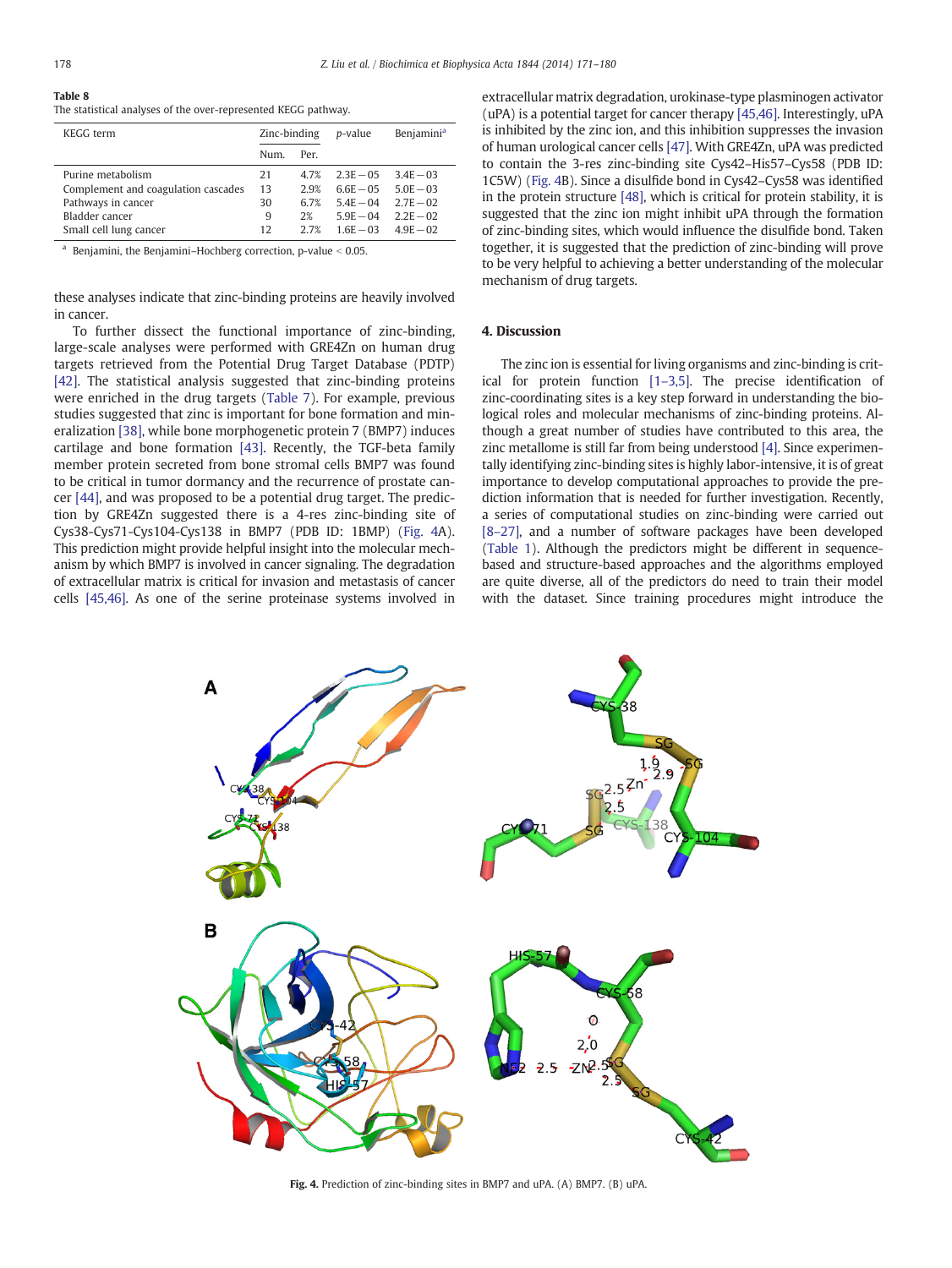**Table 8**
The statistical analyses of the over-represented KEGG pathway.

| KEGG term | Zinc-binding | | p-value | Benjamini[a] |
|---|---|---|---|---|
| | Num. | Per. | | |
| Purine metabolism | 21 | 4.7% | 2.3E−05 | 3.4E−03 |
| Complement and coagulation cascades | 13 | 2.9% | 6.6E−05 | 5.0E−03 |
| Pathways in cancer | 30 | 6.7% | 5.4E−04 | 2.7E−02 |
| Bladder cancer | 9 | 2% | 5.9E−04 | 2.2E−02 |
| Small cell lung cancer | 12 | 2.7% | 1.6E−03 | 4.9E−02 |

[a] Benjamini, the Benjamini–Hochberg correction, p-value < 0.05.

these analyses indicate that zinc-binding proteins are heavily involved in cancer.

To further dissect the functional importance of zinc-binding, large-scale analyses were performed with GRE4Zn on human drug targets retrieved from the Potential Drug Target Database (PDTP) [42]. The statistical analysis suggested that zinc-binding proteins were enriched in the drug targets (Table 7). For example, previous studies suggested that zinc is important for bone formation and mineralization [38], while bone morphogenetic protein 7 (BMP7) induces cartilage and bone formation [43]. Recently, the TGF-beta family member protein secreted from bone stromal cells BMP7 was found to be critical in tumor dormancy and the recurrence of prostate cancer [44], and was proposed to be a potential drug target. The prediction by GRE4Zn suggested there is a 4-res zinc-binding site of Cys38-Cys71-Cys104-Cys138 in BMP7 (PDB ID: 1BMP) (Fig. 4A). This prediction might provide helpful insight into the molecular mechanism by which BMP7 is involved in cancer signaling. The degradation of extracellular matrix is critical for invasion and metastasis of cancer cells [45,46]. As one of the serine proteinase systems involved in extracellular matrix degradation, urokinase-type plasminogen activator (uPA) is a potential target for cancer therapy [45,46]. Interestingly, uPA is inhibited by the zinc ion, and this inhibition suppresses the invasion of human urological cancer cells [47]. With GRE4Zn, uPA was predicted to contain the 3-res zinc-binding site Cys42–His57–Cys58 (PDB ID: 1C5W) (Fig. 4B). Since a disulfide bond in Cys42–Cys58 was identified in the protein structure [48], which is critical for protein stability, it is suggested that the zinc ion might inhibit uPA through the formation of zinc-binding sites, which would influence the disulfide bond. Taken together, it is suggested that the prediction of zinc-binding will prove to be very helpful to achieving a better understanding of the molecular mechanism of drug targets.

## 4. Discussion

The zinc ion is essential for living organisms and zinc-binding is critical for protein function [1–3,5]. The precise identification of zinc-coordinating sites is a key step forward in understanding the biological roles and molecular mechanisms of zinc-binding proteins. Although a great number of studies have contributed to this area, the zinc metallome is still far from being understood [4]. Since experimentally identifying zinc-binding sites is highly labor-intensive, it is of great importance to develop computational approaches to provide the prediction information that is needed for further investigation. Recently, a series of computational studies on zinc-binding were carried out [8–27], and a number of software packages have been developed (Table 1). Although the predictors might be different in sequence-based and structure-based approaches and the algorithms employed are quite diverse, all of the predictors do need to train their model with the dataset. Since training procedures might introduce the

**Fig. 4.** Prediction of zinc-binding sites in BMP7 and uPA. (A) BMP7. (B) uPA.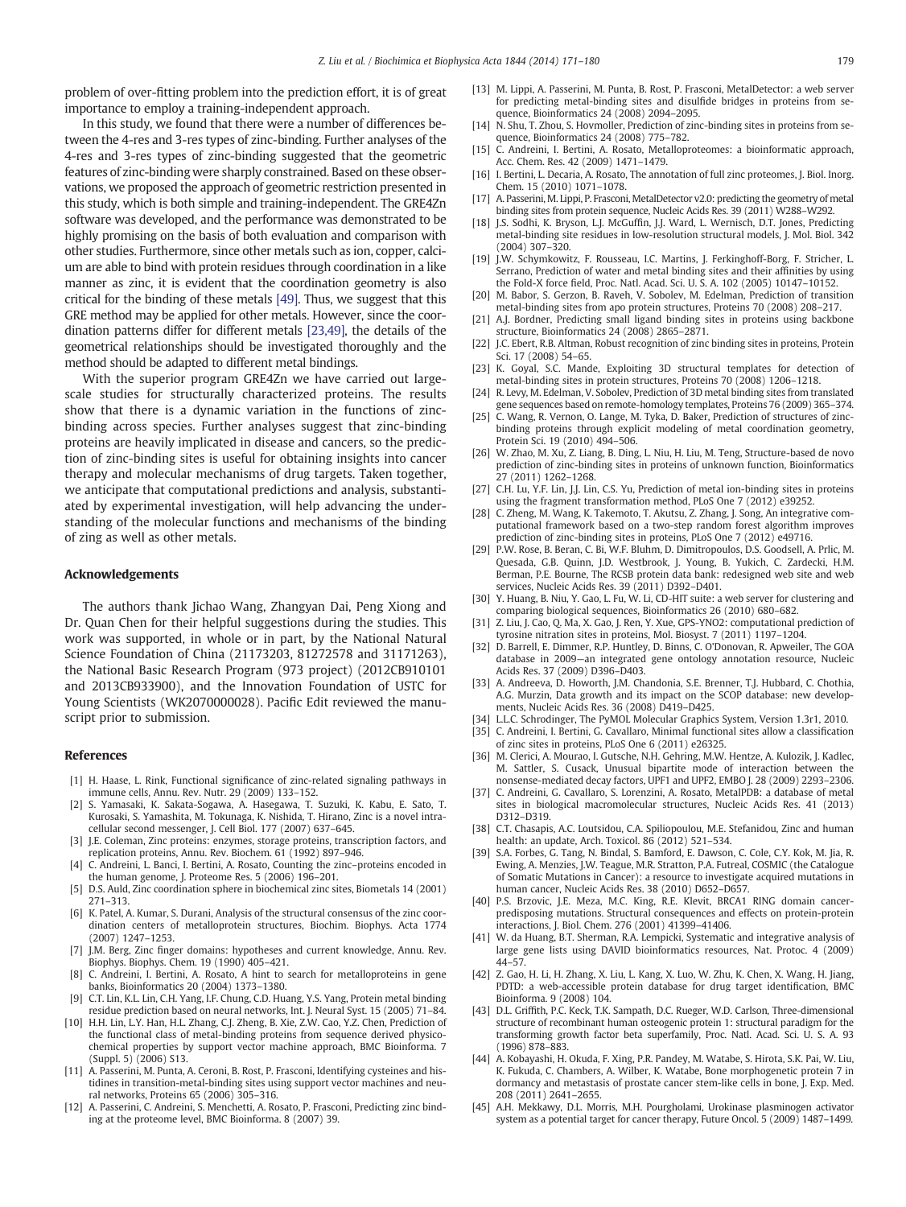problem of over-fitting problem into the prediction effort, it is of great importance to employ a training-independent approach.

In this study, we found that there were a number of differences between the 4-res and 3-res types of zinc-binding. Further analyses of the 4-res and 3-res types of zinc-binding suggested that the geometric features of zinc-binding were sharply constrained. Based on these observations, we proposed the approach of geometric restriction presented in this study, which is both simple and training-independent. The GRE4Zn software was developed, and the performance was demonstrated to be highly promising on the basis of both evaluation and comparison with other studies. Furthermore, since other metals such as ion, copper, calcium are able to bind with protein residues through coordination in a like manner as zinc, it is evident that the coordination geometry is also critical for the binding of these metals [49]. Thus, we suggest that this GRE method may be applied for other metals. However, since the coordination patterns differ for different metals [23,49], the details of the geometrical relationships should be investigated thoroughly and the method should be adapted to different metal bindings.

With the superior program GRE4Zn we have carried out large-scale studies for structurally characterized proteins. The results show that there is a dynamic variation in the functions of zinc-binding across species. Further analyses suggest that zinc-binding proteins are heavily implicated in disease and cancers, so the prediction of zinc-binding sites is useful for obtaining insights into cancer therapy and molecular mechanisms of drug targets. Taken together, we anticipate that computational predictions and analysis, substantiated by experimental investigation, will help advancing the understanding of the molecular functions and mechanisms of the binding of zing as well as other metals.

## Acknowledgements

The authors thank Jichao Wang, Zhangyan Dai, Peng Xiong and Dr. Quan Chen for their helpful suggestions during the studies. This work was supported, in whole or in part, by the National Natural Science Foundation of China (21173203, 81272578 and 31171263), the National Basic Research Program (973 project) (2012CB910101 and 2013CB933900), and the Innovation Foundation of USTC for Young Scientists (WK2070000028). Pacific Edit reviewed the manuscript prior to submission.

## References

[1] H. Haase, L. Rink, Functional significance of zinc-related signaling pathways in immune cells, Annu. Rev. Nutr. 29 (2009) 133–152.

[2] S. Yamasaki, K. Sakata-Sogawa, A. Hasegawa, T. Suzuki, K. Kabu, E. Sato, T. Kurosaki, S. Yamashita, M. Tokunaga, K. Nishida, T. Hirano, Zinc is a novel intracellular second messenger, J. Cell Biol. 177 (2007) 637–645.

[3] J.E. Coleman, Zinc proteins: enzymes, storage proteins, transcription factors, and replication proteins, Annu. Rev. Biochem. 61 (1992) 897–946.

[4] C. Andreini, L. Banci, I. Bertini, A. Rosato, Counting the zinc–proteins encoded in the human genome, J. Proteome Res. 5 (2006) 196–201.

[5] D.S. Auld, Zinc coordination sphere in biochemical zinc sites, Biometals 14 (2001) 271–313.

[6] K. Patel, A. Kumar, S. Durani, Analysis of the structural consensus of the zinc coordination centers of metalloprotein structures, Biochim. Biophys. Acta 1774 (2007) 1247–1253.

[7] J.M. Berg, Zinc finger domains: hypotheses and current knowledge, Annu. Rev. Biophys. Biophys. Chem. 19 (1990) 405–421.

[8] C. Andreini, I. Bertini, A. Rosato, A hint to search for metalloproteins in gene banks, Bioinformatics 20 (2004) 1373–1380.

[9] C.T. Lin, K.L. Lin, C.H. Yang, I.F. Chung, C.D. Huang, Y.S. Yang, Protein metal binding residue prediction based on neural networks, Int. J. Neural Syst. 15 (2005) 71–84.

[10] H.H. Lin, L.Y. Han, H.L. Zhang, C.J. Zheng, B. Xie, Z.W. Cao, Y.Z. Chen, Prediction of the functional class of metal-binding proteins from sequence derived physicochemical properties by support vector machine approach, BMC Bioinforma. 7 (Suppl. 5) (2006) S13.

[11] A. Passerini, M. Punta, A. Ceroni, B. Rost, P. Frasconi, Identifying cysteines and histidines in transition-metal-binding sites using support vector machines and neural networks, Proteins 65 (2006) 305–316.

[12] A. Passerini, C. Andreini, S. Menchetti, A. Rosato, P. Frasconi, Predicting zinc binding at the proteome level, BMC Bioinforma. 8 (2007) 39.

[13] M. Lippi, A. Passerini, M. Punta, B. Rost, P. Frasconi, MetalDetector: a web server for predicting metal-binding sites and disulfide bridges in proteins from sequence, Bioinformatics 24 (2008) 2094–2095.

[14] N. Shu, T. Zhou, S. Hovmoller, Prediction of zinc-binding sites in proteins from sequence, Bioinformatics 24 (2008) 775–782.

[15] C. Andreini, I. Bertini, A. Rosato, Metalloproteomes: a bioinformatic approach, Acc. Chem. Res. 42 (2009) 1471–1479.

[16] I. Bertini, L. Decaria, A. Rosato, The annotation of full zinc proteomes, J. Biol. Inorg. Chem. 15 (2010) 1071–1078.

[17] A. Passerini, M. Lippi, P. Frasconi, MetalDetector v2.0: predicting the geometry of metal binding sites from protein sequence, Nucleic Acids Res. 39 (2011) W288–W292.

[18] J.S. Sodhi, K. Bryson, L.J. McGuffin, J.J. Ward, L. Wernisch, D.T. Jones, Predicting metal-binding site residues in low-resolution structural models, J. Mol. Biol. 342 (2004) 307–320.

[19] J.W. Schymkowitz, F. Rousseau, I.C. Martins, J. Ferkinghoff-Borg, F. Stricher, L. Serrano, Prediction of water and metal binding sites and their affinities by using the Fold-X force field, Proc. Natl. Acad. Sci. U. S. A. 102 (2005) 10147–10152.

[20] M. Babor, S. Gerzon, B. Raveh, V. Sobolev, M. Edelman, Prediction of transition metal-binding sites from apo protein structures, Proteins 70 (2008) 208–217.

[21] A.J. Bordner, Predicting small ligand binding sites in proteins using backbone structure, Bioinformatics 24 (2008) 2865–2871.

[22] J.C. Ebert, R.B. Altman, Robust recognition of zinc binding sites in proteins, Protein Sci. 17 (2008) 54–65.

[23] K. Goyal, S.C. Mande, Exploiting 3D structural templates for detection of metal-binding sites in protein structures, Proteins 70 (2008) 1206–1218.

[24] R. Levy, M. Edelman, V. Sobolev, Prediction of 3D metal binding sites from translated gene sequences based on remote-homology templates, Proteins 76 (2009) 365–374.

[25] C. Wang, R. Vernon, O. Lange, M. Tyka, D. Baker, Prediction of structures of zinc-binding proteins through explicit modeling of metal coordination geometry, Protein Sci. 19 (2010) 494–506.

[26] W. Zhao, M. Xu, Z. Liang, B. Ding, L. Niu, H. Liu, M. Teng, Structure-based de novo prediction of zinc-binding sites in proteins of unknown function, Bioinformatics 27 (2011) 1262–1268.

[27] C.H. Lu, Y.F. Lin, J.J. Lin, C.S. Yu, Prediction of metal ion-binding sites in proteins using the fragment transformation method, PLoS One 7 (2012) e39252.

[28] C. Zheng, M. Wang, K. Takemoto, T. Akutsu, Z. Zhang, J. Song, An integrative computational framework based on a two-step random forest algorithm improves prediction of zinc-binding sites in proteins, PLoS One 7 (2012) e49716.

[29] P.W. Rose, B. Beran, C. Bi, W.F. Bluhm, D. Dimitropoulos, D.S. Goodsell, A. Prlic, M. Quesada, G.B. Quinn, J.D. Westbrook, J. Young, B. Yukich, C. Zardecki, H.M. Berman, P.E. Bourne, The RCSB protein data bank: redesigned web site and web services, Nucleic Acids Res. 39 (2011) D392–D401.

[30] Y. Huang, B. Niu, Y. Gao, L. Fu, W. Li, CD-HIT suite: a web server for clustering and comparing biological sequences, Bioinformatics 26 (2010) 680–682.

[31] Z. Liu, J. Cao, Q. Ma, X. Gao, J. Ren, Y. Xue, GPS-YNO2: computational prediction of tyrosine nitration sites in proteins, Mol. Biosyst. 7 (2011) 1197–1204.

[32] D. Barrell, E. Dimmer, R.P. Huntley, D. Binns, C. O'Donovan, R. Apweiler, The GOA database in 2009—an integrated gene ontology annotation resource, Nucleic Acids Res. 37 (2009) D396–D403.

[33] A. Andreeva, D. Howorth, J.M. Chandonia, S.E. Brenner, T.J. Hubbard, C. Chothia, A.G. Murzin, Data growth and its impact on the SCOP database: new developments, Nucleic Acids Res. 36 (2008) D419–D425.

[34] L.L.C. Schrodinger, The PyMOL Molecular Graphics System, Version 1.3r1, 2010.

[35] C. Andreini, I. Bertini, G. Cavallaro, Minimal functional sites allow a classification of zinc sites in proteins, PLoS One 6 (2011) e26325.

[36] M. Clerici, A. Mourao, I. Gutsche, N.H. Gehring, M.W. Hentze, A. Kulozik, J. Kadlec, M. Sattler, S. Cusack, Unusual bipartite mode of interaction between the nonsense-mediated decay factors, UPF1 and UPF2, EMBO J. 28 (2009) 2293–2306.

[37] C. Andreini, G. Cavallaro, S. Lorenzini, A. Rosato, MetalPDB: a database of metal sites in biological macromolecular structures, Nucleic Acids Res. 41 (2013) D312–D319.

[38] C.T. Chasapis, A.C. Loutsidou, C.A. Spiliopoulou, M.E. Stefanidou, Zinc and human health: an update, Arch. Toxicol. 86 (2012) 521–534.

[39] S.A. Forbes, G. Tang, N. Bindal, S. Bamford, E. Dawson, C. Cole, C.Y. Kok, M. Jia, R. Ewing, A. Menzies, J.W. Teague, M.R. Stratton, P.A. Futreal, COSMIC (the Catalogue of Somatic Mutations in Cancer): a resource to investigate acquired mutations in human cancer, Nucleic Acids Res. 38 (2010) D652–D657.

[40] P.S. Brzovic, J.E. Meza, M.C. King, R.E. Klevit, BRCA1 RING domain cancer-predisposing mutations. Structural consequences and effects on protein-protein interactions, J. Biol. Chem. 276 (2001) 41399–41406.

[41] W. da Huang, B.T. Sherman, R.A. Lempicki, Systematic and integrative analysis of large gene lists using DAVID bioinformatics resources, Nat. Protoc. 4 (2009) 44–57.

[42] Z. Gao, H. Li, H. Zhang, X. Liu, L. Kang, X. Luo, W. Zhu, K. Chen, X. Wang, H. Jiang, PDTD: a web-accessible protein database for drug target identification, BMC Bioinforma. 9 (2008) 104.

[43] D.L. Griffith, P.C. Keck, T.K. Sampath, D.C. Rueger, W.D. Carlson, Three-dimensional structure of recombinant human osteogenic protein 1: structural paradigm for the transforming growth factor beta superfamily, Proc. Natl. Acad. Sci. U. S. A. 93 (1996) 878–883.

[44] A. Kobayashi, H. Okuda, F. Xing, P.R. Pandey, M. Watabe, S. Hirota, S.K. Pai, W. Liu, K. Fukuda, C. Chambers, A. Wilber, K. Watabe, Bone morphogenetic protein 7 in dormancy and metastasis of prostate cancer stem-like cells in bone, J. Exp. Med. 208 (2011) 2641–2655.

[45] A.H. Mekkawy, D.L. Morris, M.H. Pourgholami, Urokinase plasminogen activator system as a potential target for cancer therapy, Future Oncol. 5 (2009) 1487–1499.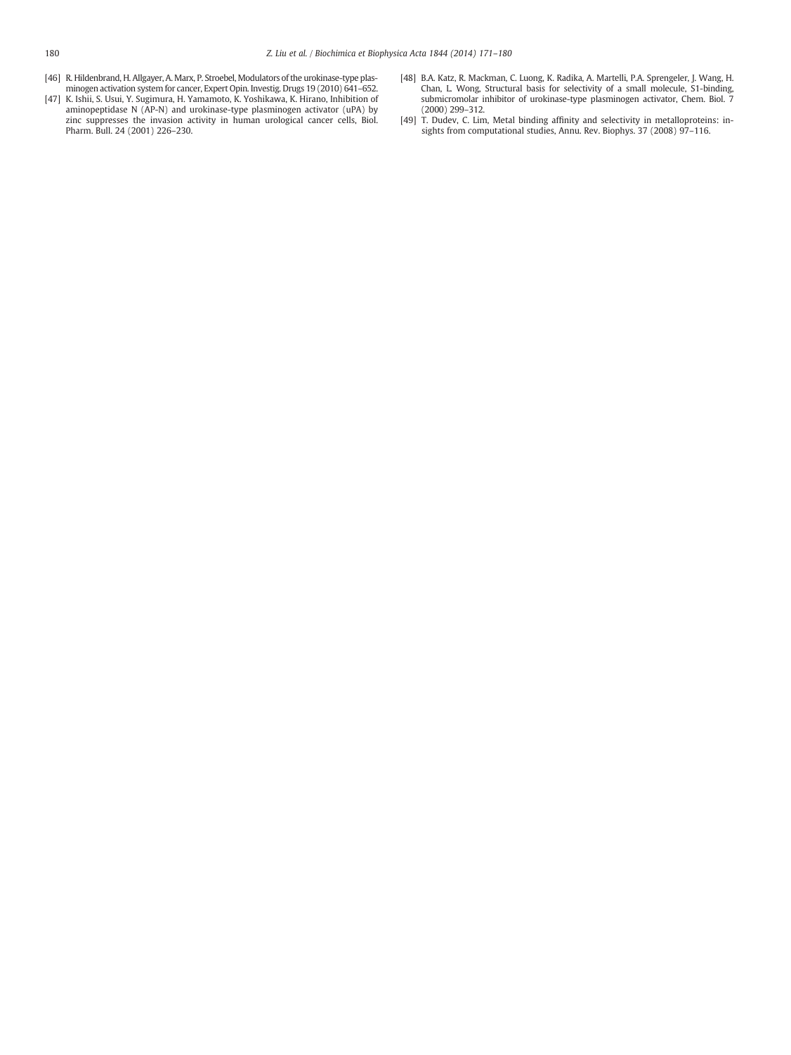[46] R. Hildenbrand, H. Allgayer, A. Marx, P. Stroebel, Modulators of the urokinase-type plasminogen activation system for cancer, Expert Opin. Investig. Drugs 19 (2010) 641–652.

[47] K. Ishii, S. Usui, Y. Sugimura, H. Yamamoto, K. Yoshikawa, K. Hirano, Inhibition of aminopeptidase N (AP-N) and urokinase-type plasminogen activator (uPA) by zinc suppresses the invasion activity in human urological cancer cells, Biol. Pharm. Bull. 24 (2001) 226–230.

[48] B.A. Katz, R. Mackman, C. Luong, K. Radika, A. Martelli, P.A. Sprengeler, J. Wang, H. Chan, L. Wong, Structural basis for selectivity of a small molecule, S1-binding, submicromolar inhibitor of urokinase-type plasminogen activator, Chem. Biol. 7 (2000) 299–312.

[49] T. Dudev, C. Lim, Metal binding affinity and selectivity in metalloproteins: insights from computational studies, Annu. Rev. Biophys. 37 (2008) 97–116.